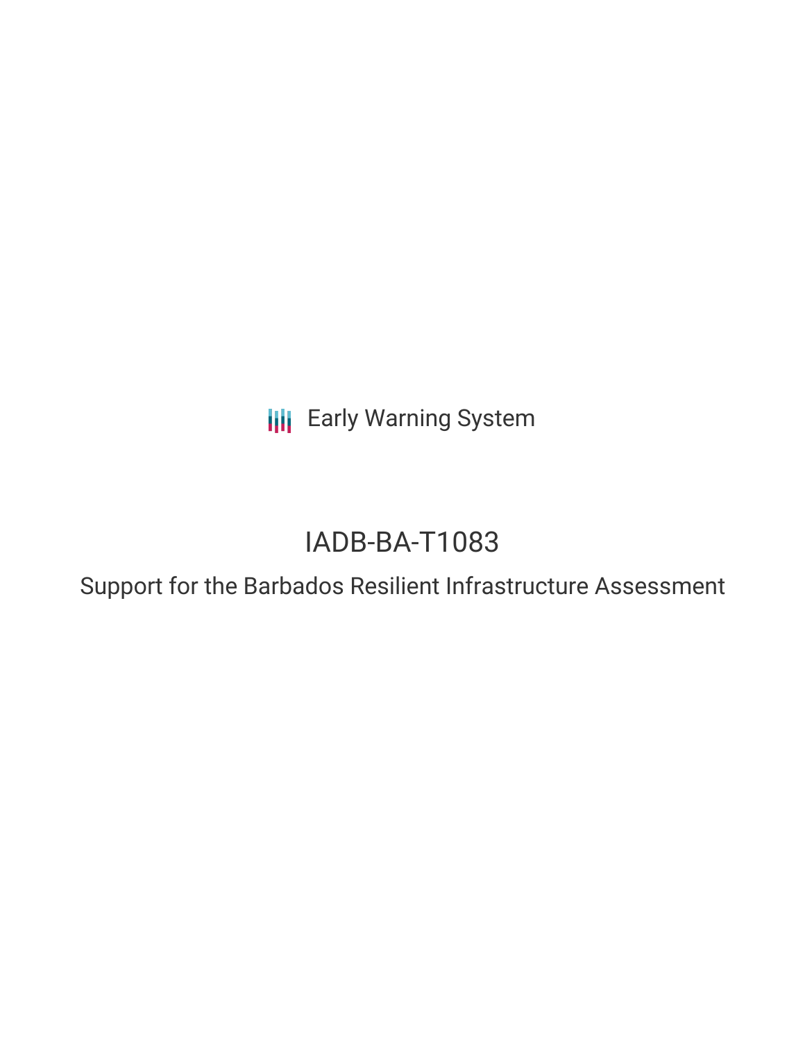Early Warning System

# IADB-BA-T1083

## Support for the Barbados Resilient Infrastructure Assessment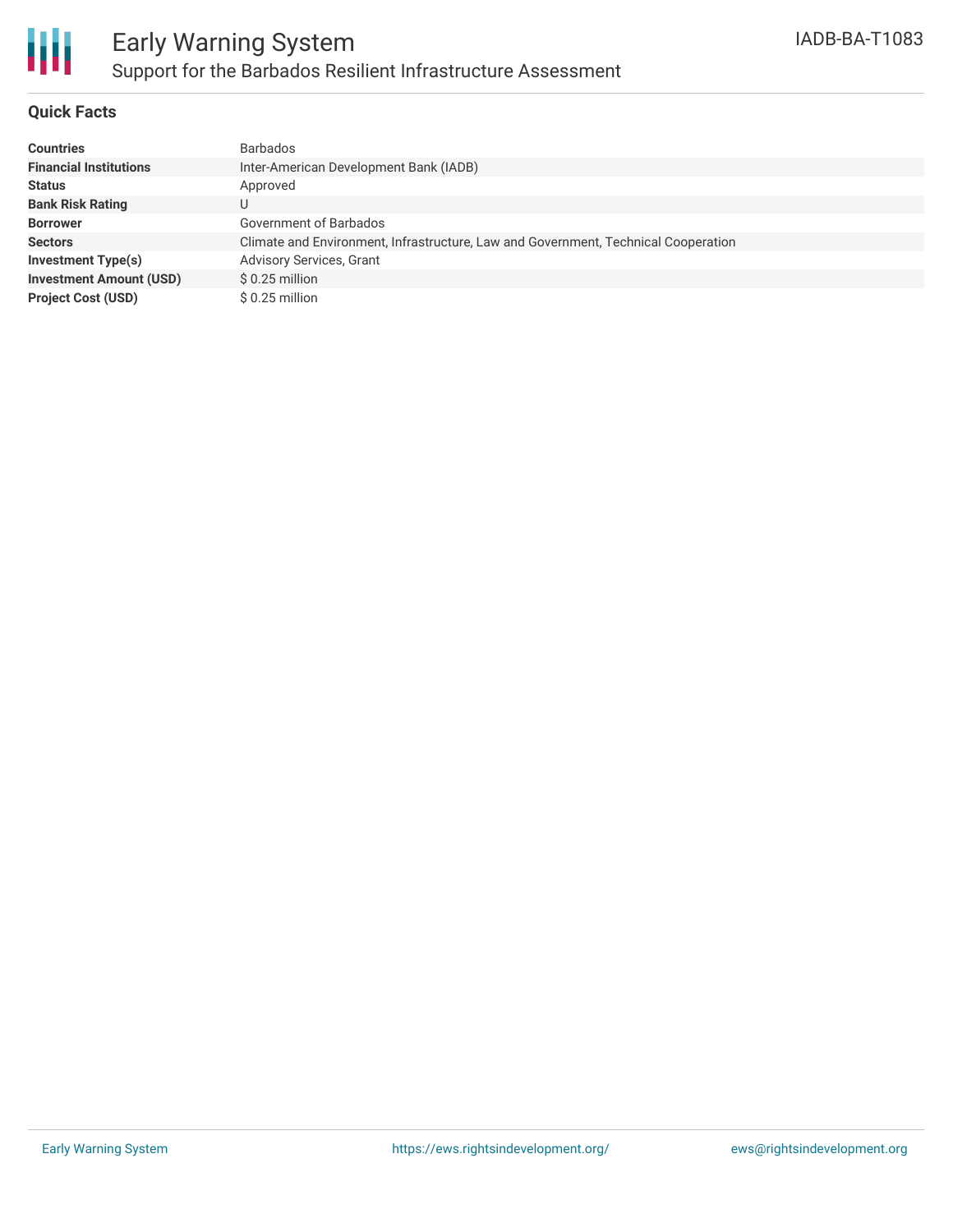# Early Warning System

## Support for the Barbados Resilient Infrastructure Assessment

IADB-BA-T1083

### Quick Facts

| | |
|---|---|
| **Countries** | Barbados |
| **Financial Institutions** | Inter-American Development Bank (IADB) |
| **Status** | Approved |
| **Bank Risk Rating** | U |
| **Borrower** | Government of Barbados |
| **Sectors** | Climate and Environment, Infrastructure, Law and Government, Technical Cooperation |
| **Investment Type(s)** | Advisory Services, Grant |
| **Investment Amount (USD)** | $ 0.25 million |
| **Project Cost (USD)** | $ 0.25 million |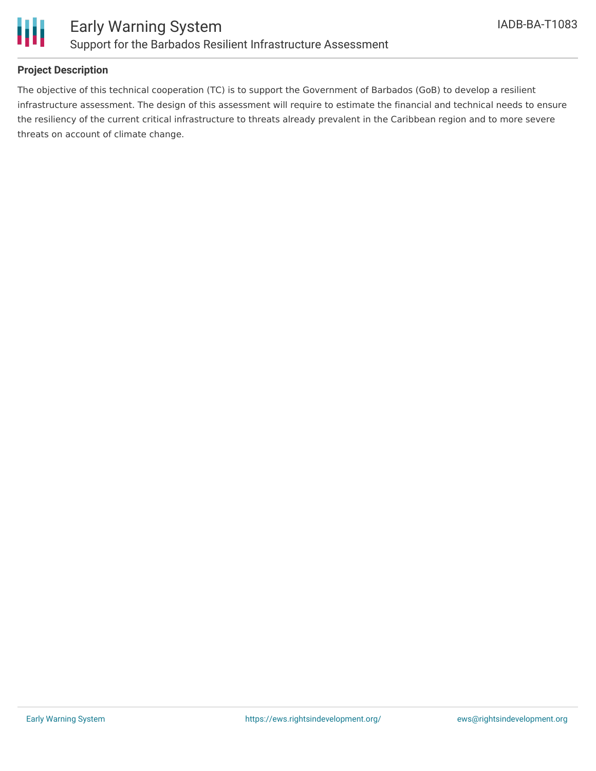## Project Description

The objective of this technical cooperation (TC) is to support the Government of Barbados (GoB) to develop a resilient infrastructure assessment. The design of this assessment will require to estimate the financial and technical needs to ensure the resiliency of the current critical infrastructure to threats already prevalent in the Caribbean region and to more severe threats on account of climate change.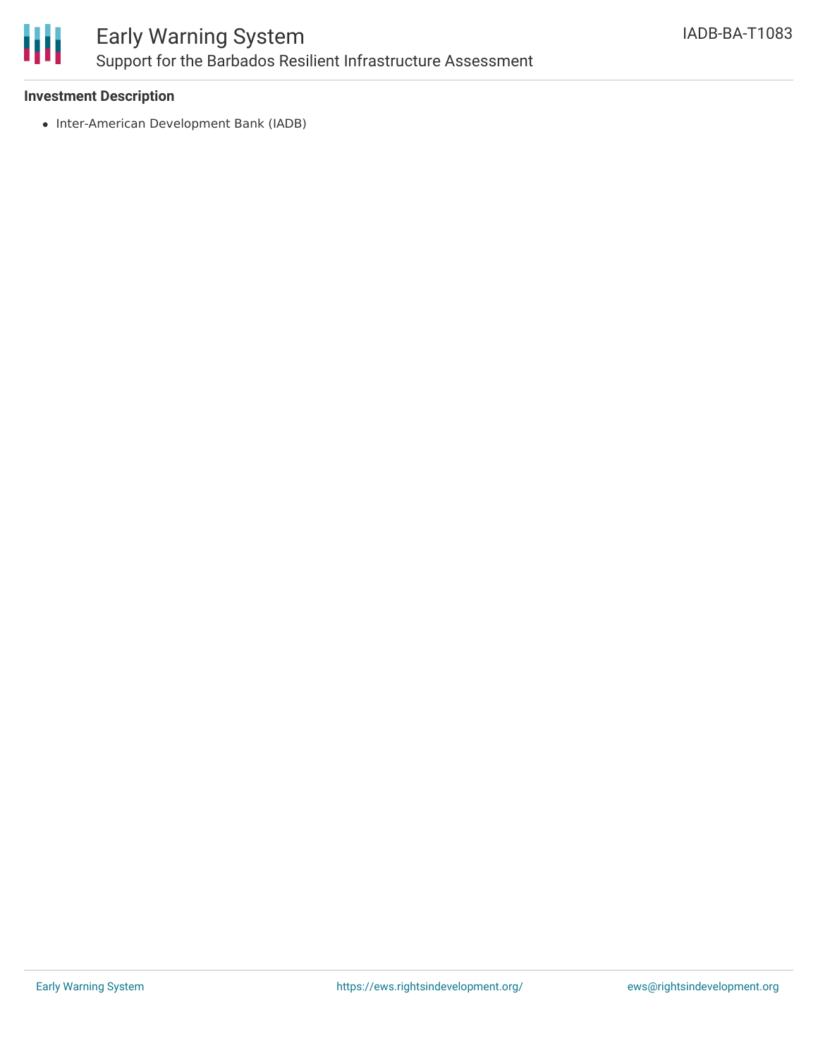### Investment Description

- Inter-American Development Bank (IADB)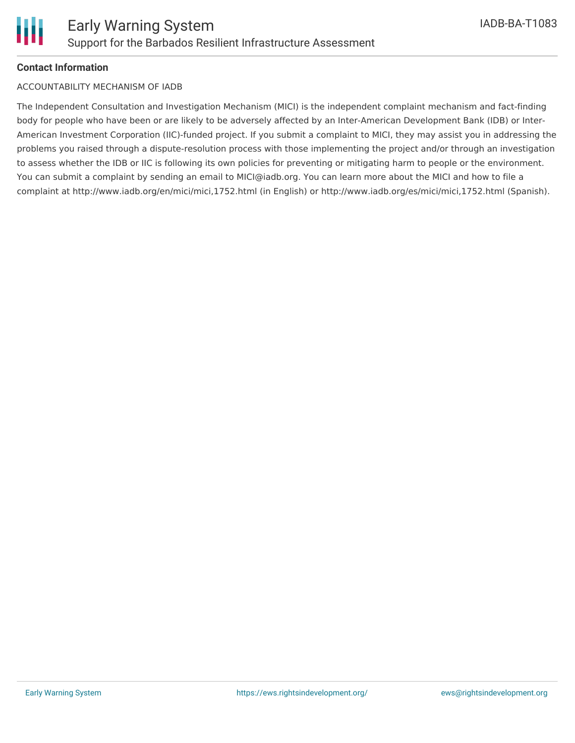**Contact Information**

ACCOUNTABILITY MECHANISM OF IADB

The Independent Consultation and Investigation Mechanism (MICI) is the independent complaint mechanism and fact-finding body for people who have been or are likely to be adversely affected by an Inter-American Development Bank (IDB) or Inter-American Investment Corporation (IIC)-funded project. If you submit a complaint to MICI, they may assist you in addressing the problems you raised through a dispute-resolution process with those implementing the project and/or through an investigation to assess whether the IDB or IIC is following its own policies for preventing or mitigating harm to people or the environment. You can submit a complaint by sending an email to MICI@iadb.org. You can learn more about the MICI and how to file a complaint at http://www.iadb.org/en/mici/mici,1752.html (in English) or http://www.iadb.org/es/mici/mici,1752.html (Spanish).